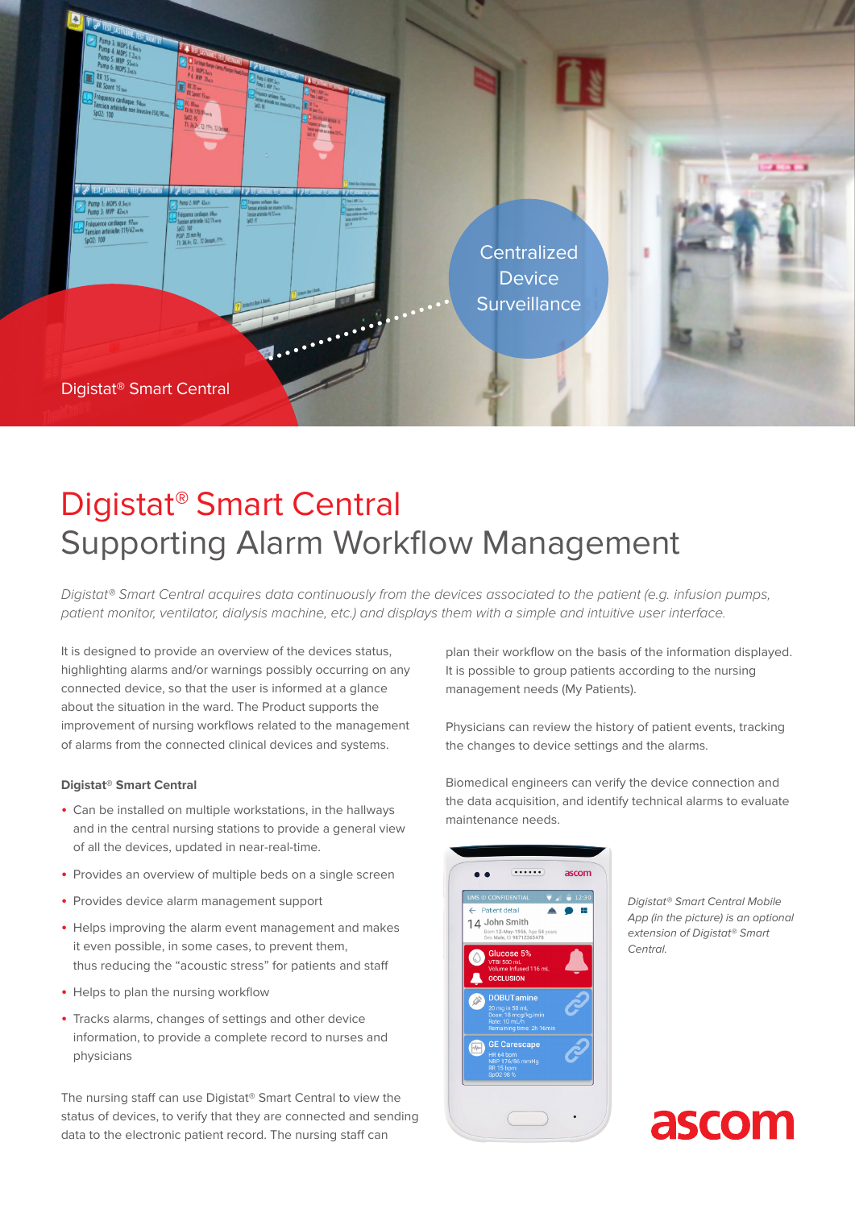Digistat® Smart Central

Centralized Device Surveillance

# Digistat® Smart Central
## Supporting Alarm Workflow Management

*Digistat® Smart Central acquires data continuously from the devices associated to the patient (e.g. infusion pumps, patient monitor, ventilator, dialysis machine, etc.) and displays them with a simple and intuitive user interface.*

It is designed to provide an overview of the devices status, highlighting alarms and/or warnings possibly occurring on any connected device, so that the user is informed at a glance about the situation in the ward. The Product supports the improvement of nursing workflows related to the management of alarms from the connected clinical devices and systems.

**Digistat® Smart Central**

- Can be installed on multiple workstations, in the hallways and in the central nursing stations to provide a general view of all the devices, updated in near-real-time.
- Provides an overview of multiple beds on a single screen
- Provides device alarm management support
- Helps improving the alarm event management and makes it even possible, in some cases, to prevent them, thus reducing the "acoustic stress" for patients and staff
- Helps to plan the nursing workflow
- Tracks alarms, changes of settings and other device information, to provide a complete record to nurses and physicians

The nursing staff can use Digistat® Smart Central to view the status of devices, to verify that they are connected and sending data to the electronic patient record. The nursing staff can plan their workflow on the basis of the information displayed. It is possible to group patients according to the nursing management needs (My Patients).

Physicians can review the history of patient events, tracking the changes to device settings and the alarms.

Biomedical engineers can verify the device connection and the data acquisition, and identify technical alarms to evaluate maintenance needs.

*Digistat® Smart Central Mobile App (in the picture) is an optional extension of Digistat® Smart Central.*

ascom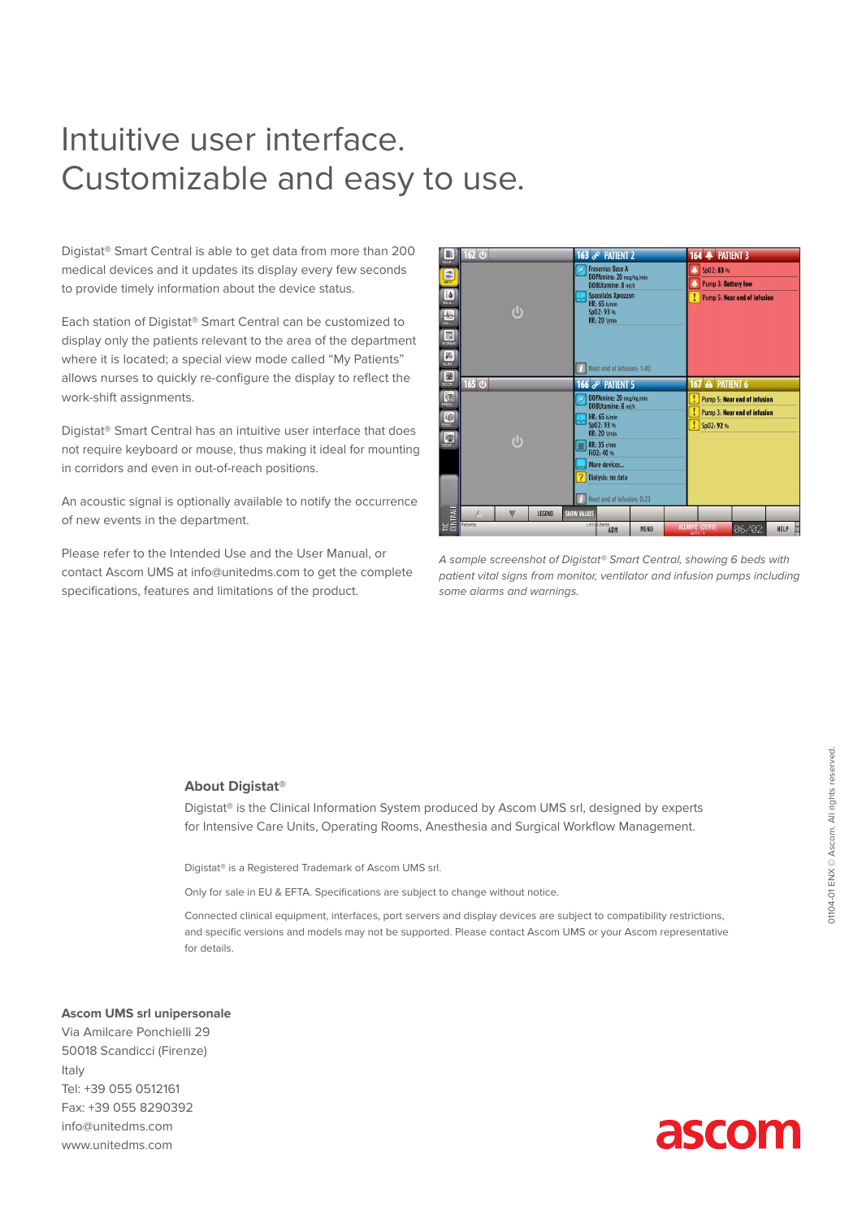# Intuitive user interface. Customizable and easy to use.

Digistat® Smart Central is able to get data from more than 200 medical devices and it updates its display every few seconds to provide timely information about the device status.

Each station of Digistat® Smart Central can be customized to display only the patients relevant to the area of the department where it is located; a special view mode called "My Patients" allows nurses to quickly re-configure the display to reflect the work-shift assignments.

Digistat® Smart Central has an intuitive user interface that does not require keyboard or mouse, thus making it ideal for mounting in corridors and even in out-of-reach positions.

An acoustic signal is optionally available to notify the occurrence of new events in the department.

Please refer to the Intended Use and the User Manual, or contact Ascom UMS at info@unitedms.com to get the complete specifications, features and limitations of the product.

*A sample screenshot of Digistat® Smart Central, showing 6 beds with patient vital signs from monitor, ventilator and infusion pumps including some alarms and warnings.*

**About Digistat®**

Digistat® is the Clinical Information System produced by Ascom UMS srl, designed by experts for Intensive Care Units, Operating Rooms, Anesthesia and Surgical Workflow Management.

Digistat® is a Registered Trademark of Ascom UMS srl.

Only for sale in EU & EFTA. Specifications are subject to change without notice.

Connected clinical equipment, interfaces, port servers and display devices are subject to compatibility restrictions, and specific versions and models may not be supported. Please contact Ascom UMS or your Ascom representative for details.

**Ascom UMS srl unipersonale**
Via Amilcare Ponchielli 29
50018 Scandicci (Firenze)
Italy
Tel: +39 055 0512161
Fax: +39 055 8290392
info@unitedms.com
www.unitedms.com

01104-01 ENX © Ascom. All rights reserved.